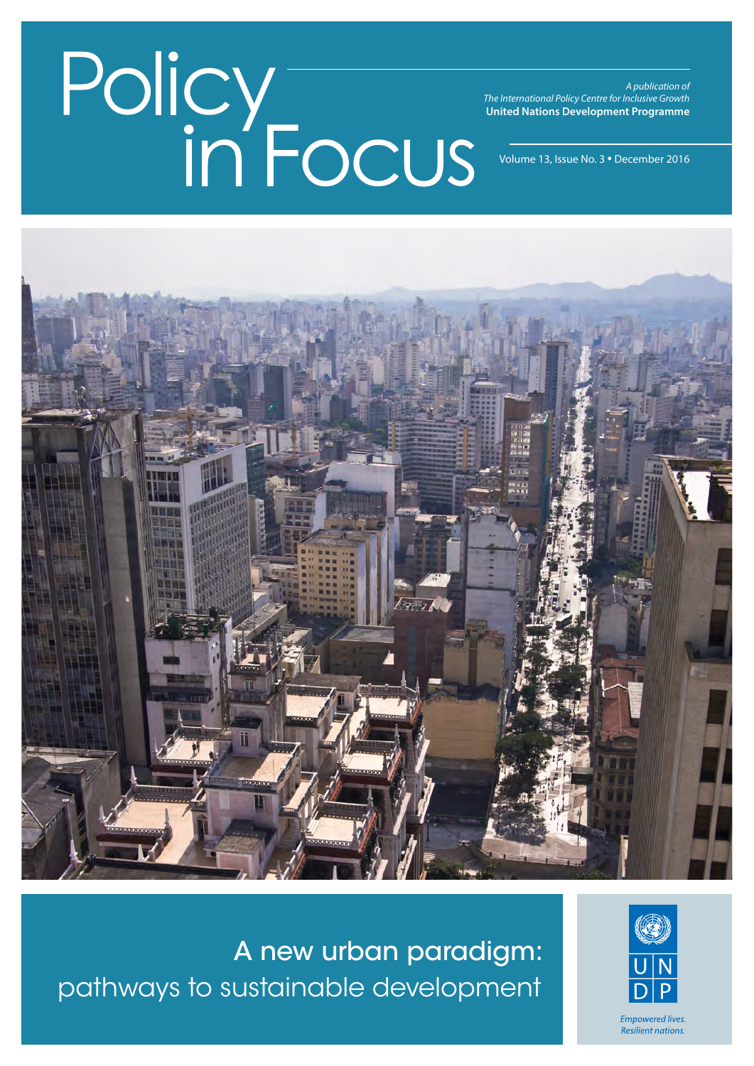# Policy in Focus

*A publication of*
*The International Policy Centre for Inclusive Growth*
**United Nations Development Programme**

Volume 13, Issue No. 3 • December 2016

## A new urban paradigm: pathways to sustainable development

UNDP

*Empowered lives. Resilient nations.*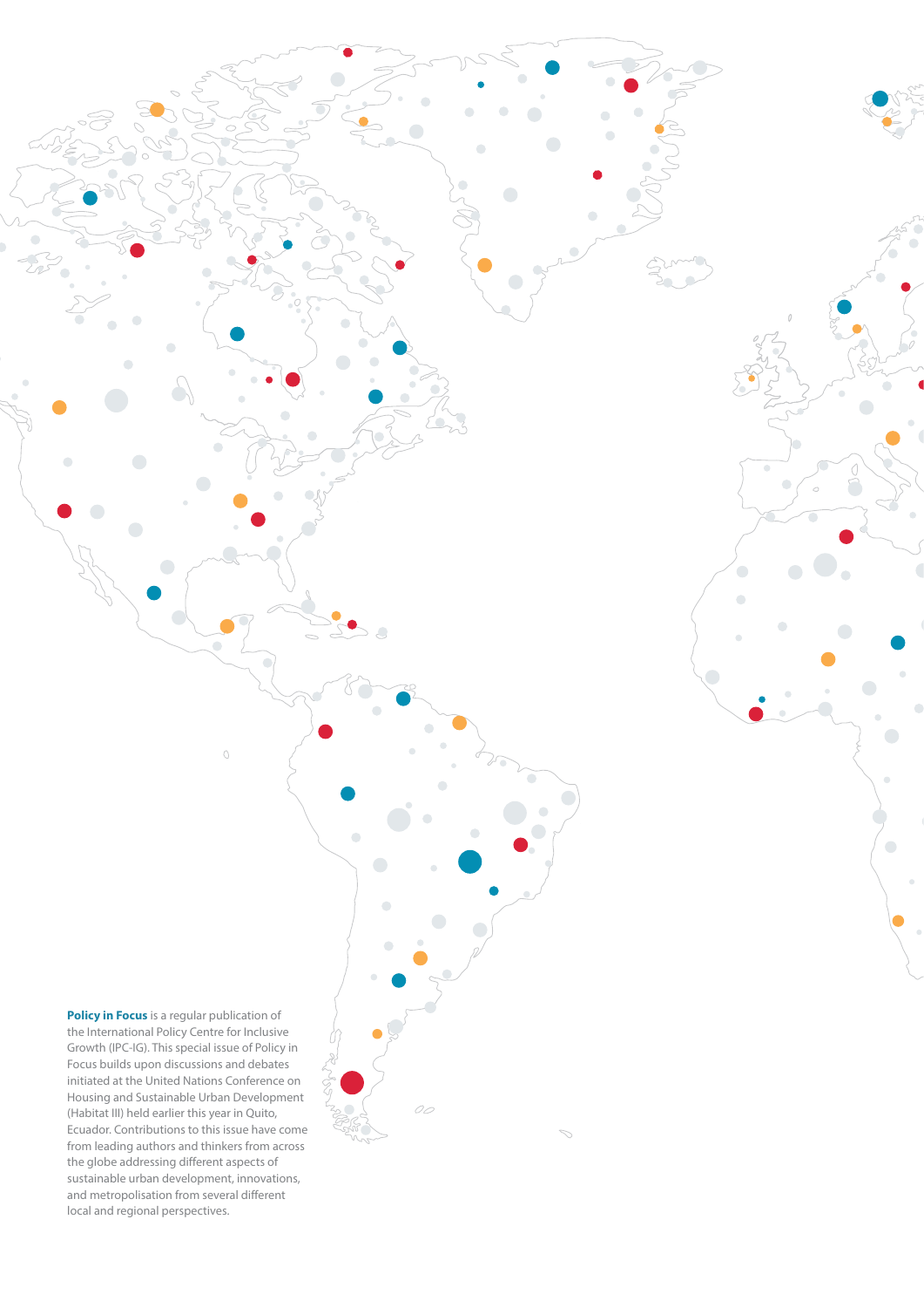**Policy in Focus** is a regular publication of the International Policy Centre for Inclusive Growth (IPC-IG). This special issue of Policy in Focus builds upon discussions and debates initiated at the United Nations Conference on Housing and Sustainable Urban Development (Habitat III) held earlier this year in Quito, Ecuador. Contributions to this issue have come from leading authors and thinkers from across the globe addressing different aspects of sustainable urban development, innovations, and metropolisation from several different local and regional perspectives.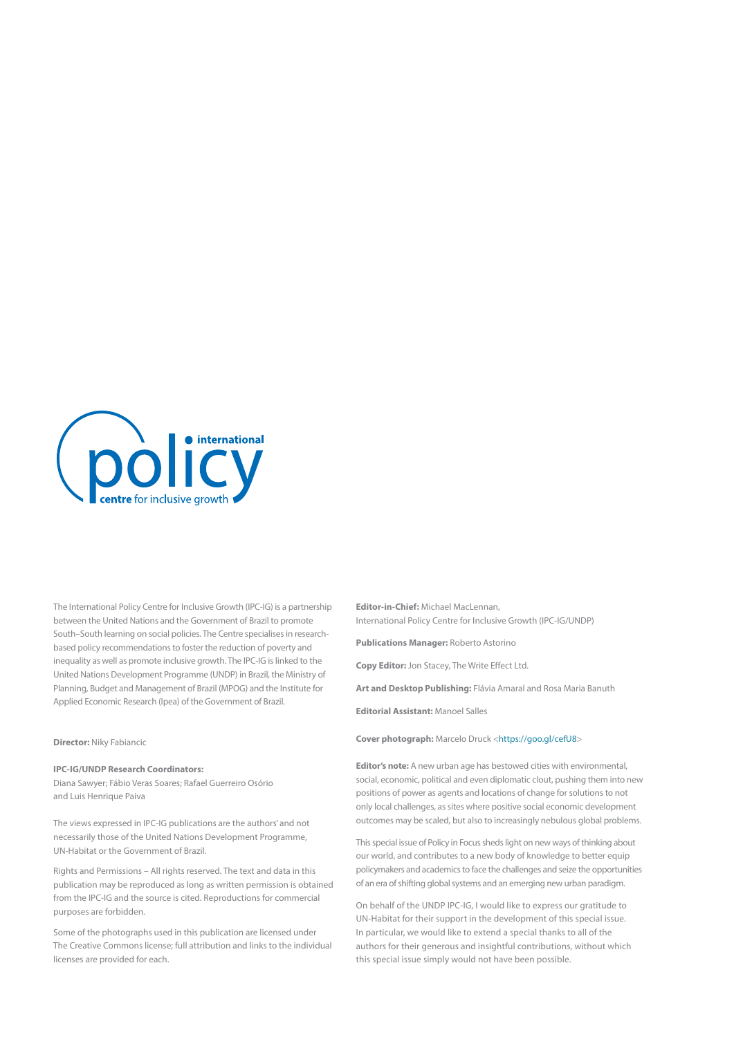policy • international centre for inclusive growth

The International Policy Centre for Inclusive Growth (IPC-IG) is a partnership between the United Nations and the Government of Brazil to promote South–South learning on social policies. The Centre specialises in research-based policy recommendations to foster the reduction of poverty and inequality as well as promote inclusive growth. The IPC-IG is linked to the United Nations Development Programme (UNDP) in Brazil, the Ministry of Planning, Budget and Management of Brazil (MPOG) and the Institute for Applied Economic Research (Ipea) of the Government of Brazil.

**Director:** Niky Fabiancic

**IPC-IG/UNDP Research Coordinators:**
Diana Sawyer; Fábio Veras Soares; Rafael Guerreiro Osório and Luis Henrique Paiva

The views expressed in IPC-IG publications are the authors' and not necessarily those of the United Nations Development Programme, UN-Habitat or the Government of Brazil.

Rights and Permissions – All rights reserved. The text and data in this publication may be reproduced as long as written permission is obtained from the IPC-IG and the source is cited. Reproductions for commercial purposes are forbidden.

Some of the photographs used in this publication are licensed under The Creative Commons license; full attribution and links to the individual licenses are provided for each.

**Editor-in-Chief:** Michael MacLennan, International Policy Centre for Inclusive Growth (IPC-IG/UNDP)

**Publications Manager:** Roberto Astorino

**Copy Editor:** Jon Stacey, The Write Effect Ltd.

**Art and Desktop Publishing:** Flávia Amaral and Rosa Maria Banuth

**Editorial Assistant:** Manoel Salles

**Cover photograph:** Marcelo Druck <https://goo.gl/cefU8>

**Editor's note:** A new urban age has bestowed cities with environmental, social, economic, political and even diplomatic clout, pushing them into new positions of power as agents and locations of change for solutions to not only local challenges, as sites where positive social economic development outcomes may be scaled, but also to increasingly nebulous global problems.

This special issue of Policy in Focus sheds light on new ways of thinking about our world, and contributes to a new body of knowledge to better equip policymakers and academics to face the challenges and seize the opportunities of an era of shifting global systems and an emerging new urban paradigm.

On behalf of the UNDP IPC-IG, I would like to express our gratitude to UN-Habitat for their support in the development of this special issue. In particular, we would like to extend a special thanks to all of the authors for their generous and insightful contributions, without which this special issue simply would not have been possible.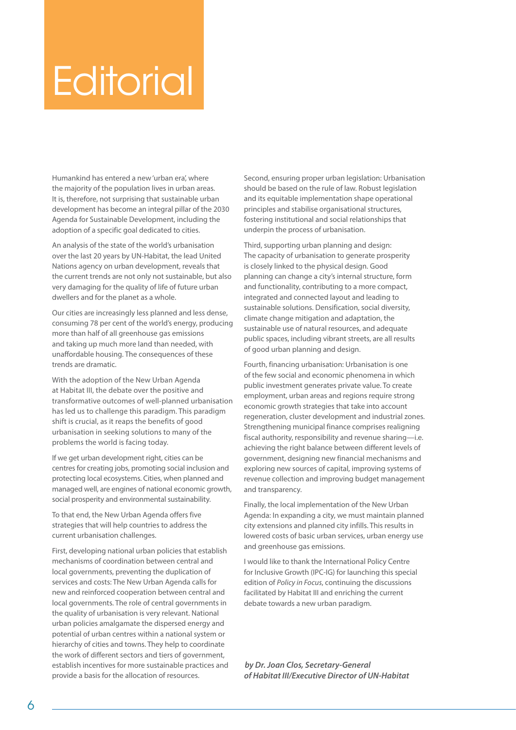# Editorial

Humankind has entered a new 'urban era', where the majority of the population lives in urban areas. It is, therefore, not surprising that sustainable urban development has become an integral pillar of the 2030 Agenda for Sustainable Development, including the adoption of a specific goal dedicated to cities.

An analysis of the state of the world's urbanisation over the last 20 years by UN-Habitat, the lead United Nations agency on urban development, reveals that the current trends are not only not sustainable, but also very damaging for the quality of life of future urban dwellers and for the planet as a whole.

Our cities are increasingly less planned and less dense, consuming 78 per cent of the world's energy, producing more than half of all greenhouse gas emissions and taking up much more land than needed, with unaffordable housing. The consequences of these trends are dramatic.

With the adoption of the New Urban Agenda at Habitat III, the debate over the positive and transformative outcomes of well-planned urbanisation has led us to challenge this paradigm. This paradigm shift is crucial, as it reaps the benefits of good urbanisation in seeking solutions to many of the problems the world is facing today.

If we get urban development right, cities can be centres for creating jobs, promoting social inclusion and protecting local ecosystems. Cities, when planned and managed well, are engines of national economic growth, social prosperity and environmental sustainability.

To that end, the New Urban Agenda offers five strategies that will help countries to address the current urbanisation challenges.

First, developing national urban policies that establish mechanisms of coordination between central and local governments, preventing the duplication of services and costs: The New Urban Agenda calls for new and reinforced cooperation between central and local governments. The role of central governments in the quality of urbanisation is very relevant. National urban policies amalgamate the dispersed energy and potential of urban centres within a national system or hierarchy of cities and towns. They help to coordinate the work of different sectors and tiers of government, establish incentives for more sustainable practices and provide a basis for the allocation of resources.

Second, ensuring proper urban legislation: Urbanisation should be based on the rule of law. Robust legislation and its equitable implementation shape operational principles and stabilise organisational structures, fostering institutional and social relationships that underpin the process of urbanisation.

Third, supporting urban planning and design: The capacity of urbanisation to generate prosperity is closely linked to the physical design. Good planning can change a city's internal structure, form and functionality, contributing to a more compact, integrated and connected layout and leading to sustainable solutions. Densification, social diversity, climate change mitigation and adaptation, the sustainable use of natural resources, and adequate public spaces, including vibrant streets, are all results of good urban planning and design.

Fourth, financing urbanisation: Urbanisation is one of the few social and economic phenomena in which public investment generates private value. To create employment, urban areas and regions require strong economic growth strategies that take into account regeneration, cluster development and industrial zones. Strengthening municipal finance comprises realigning fiscal authority, responsibility and revenue sharing—i.e. achieving the right balance between different levels of government, designing new financial mechanisms and exploring new sources of capital, improving systems of revenue collection and improving budget management and transparency.

Finally, the local implementation of the New Urban Agenda: In expanding a city, we must maintain planned city extensions and planned city infills. This results in lowered costs of basic urban services, urban energy use and greenhouse gas emissions.

I would like to thank the International Policy Centre for Inclusive Growth (IPC-IG) for launching this special edition of *Policy in Focus*, continuing the discussions facilitated by Habitat III and enriching the current debate towards a new urban paradigm.

***by Dr. Joan Clos, Secretary-General of Habitat III/Executive Director of UN-Habitat***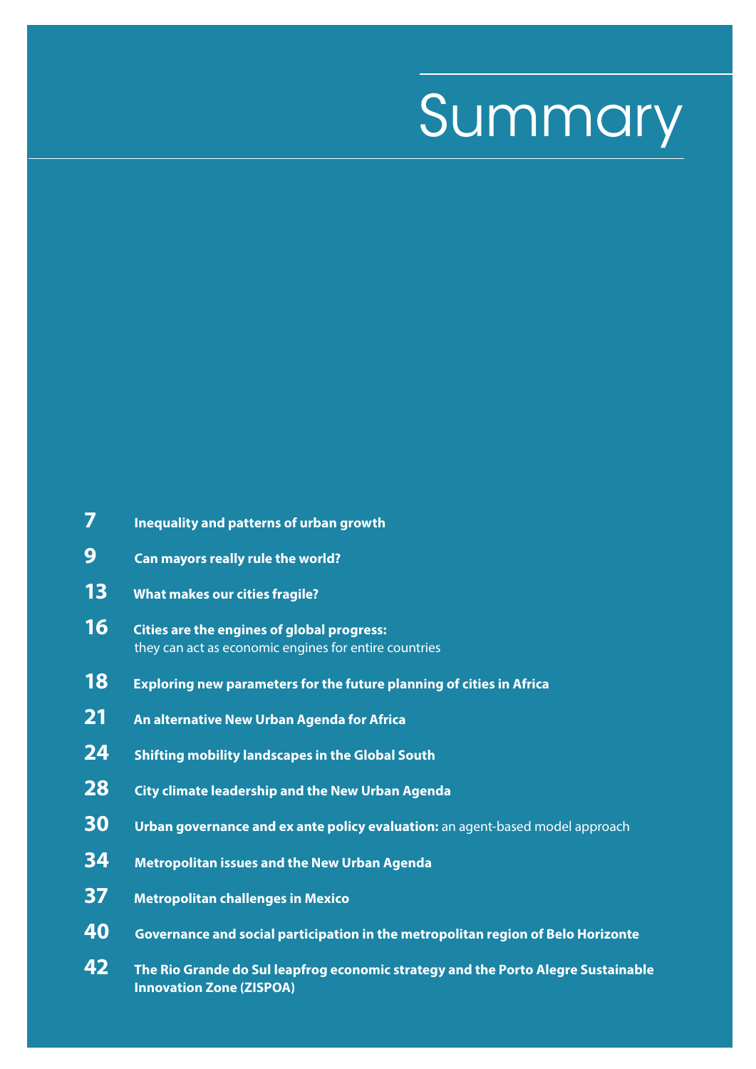# Summary

- **7** **Inequality and patterns of urban growth**
- **9** **Can mayors really rule the world?**
- **13** **What makes our cities fragile?**
- **16** **Cities are the engines of global progress:** they can act as economic engines for entire countries
- **18** **Exploring new parameters for the future planning of cities in Africa**
- **21** **An alternative New Urban Agenda for Africa**
- **24** **Shifting mobility landscapes in the Global South**
- **28** **City climate leadership and the New Urban Agenda**
- **30** **Urban governance and ex ante policy evaluation:** an agent-based model approach
- **34** **Metropolitan issues and the New Urban Agenda**
- **37** **Metropolitan challenges in Mexico**
- **40** **Governance and social participation in the metropolitan region of Belo Horizonte**
- **42** **The Rio Grande do Sul leapfrog economic strategy and the Porto Alegre Sustainable Innovation Zone (ZISPOA)**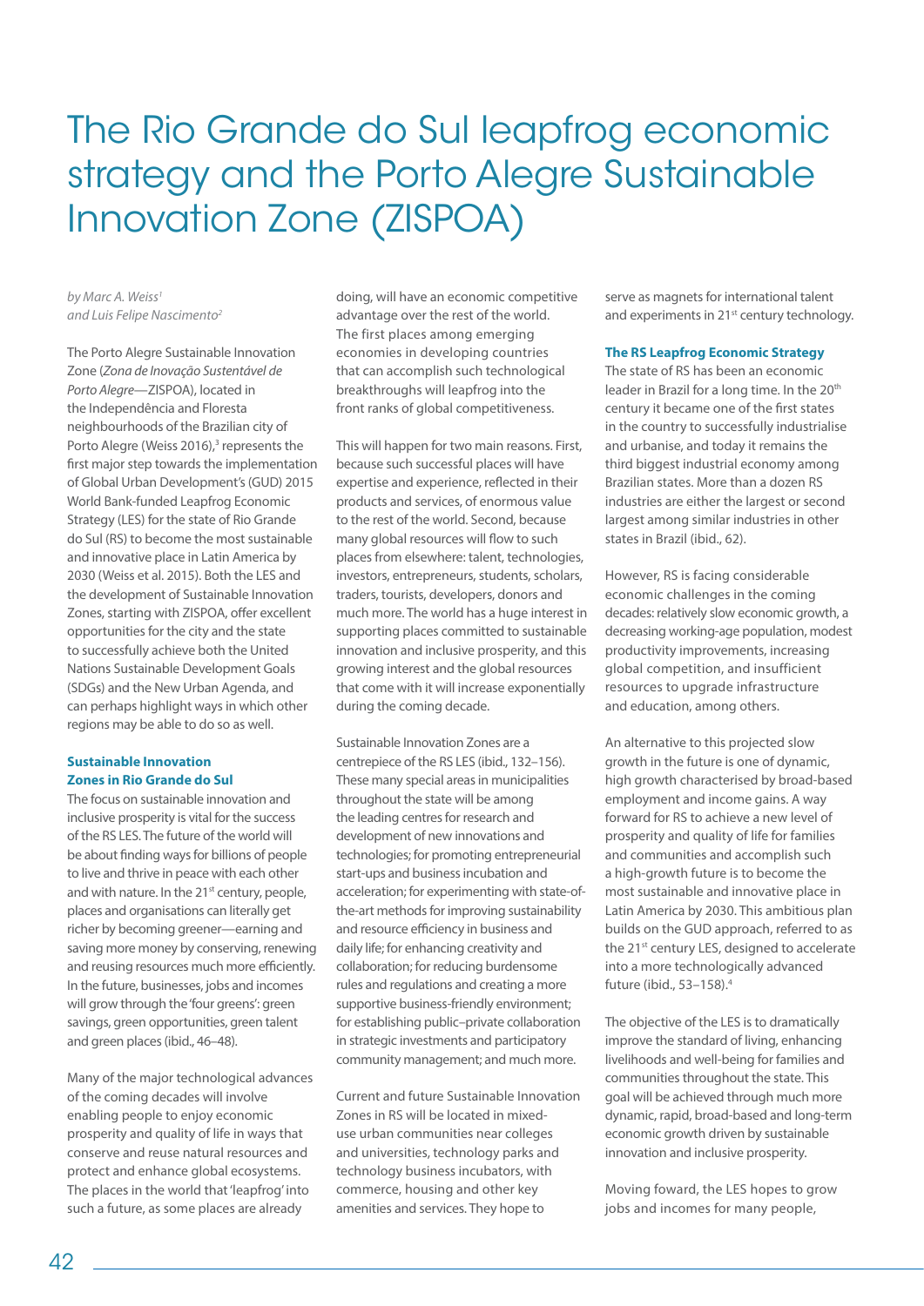# The Rio Grande do Sul leapfrog economic strategy and the Porto Alegre Sustainable Innovation Zone (ZISPOA)

*by Marc A. Weiss[1] and Luis Felipe Nascimento[2]*

The Porto Alegre Sustainable Innovation Zone (*Zona de Inovação Sustentável de Porto Alegre*—ZISPOA), located in the Independência and Floresta neighbourhoods of the Brazilian city of Porto Alegre (Weiss 2016),[3] represents the first major step towards the implementation of Global Urban Development's (GUD) 2015 World Bank-funded Leapfrog Economic Strategy (LES) for the state of Rio Grande do Sul (RS) to become the most sustainable and innovative place in Latin America by 2030 (Weiss et al. 2015). Both the LES and the development of Sustainable Innovation Zones, starting with ZISPOA, offer excellent opportunities for the city and the state to successfully achieve both the United Nations Sustainable Development Goals (SDGs) and the New Urban Agenda, and can perhaps highlight ways in which other regions may be able to do so as well.

**Sustainable Innovation Zones in Rio Grande do Sul**

The focus on sustainable innovation and inclusive prosperity is vital for the success of the RS LES. The future of the world will be about finding ways for billions of people to live and thrive in peace with each other and with nature. In the 21st century, people, places and organisations can literally get richer by becoming greener—earning and saving more money by conserving, renewing and reusing resources much more efficiently. In the future, businesses, jobs and incomes will grow through the 'four greens': green savings, green opportunities, green talent and green places (ibid., 46–48).

Many of the major technological advances of the coming decades will involve enabling people to enjoy economic prosperity and quality of life in ways that conserve and reuse natural resources and protect and enhance global ecosystems. The places in the world that 'leapfrog' into such a future, as some places are already doing, will have an economic competitive advantage over the rest of the world. The first places among emerging economies in developing countries that can accomplish such technological breakthroughs will leapfrog into the front ranks of global competitiveness.

This will happen for two main reasons. First, because such successful places will have expertise and experience, reflected in their products and services, of enormous value to the rest of the world. Second, because many global resources will flow to such places from elsewhere: talent, technologies, investors, entrepreneurs, students, scholars, traders, tourists, developers, donors and much more. The world has a huge interest in supporting places committed to sustainable innovation and inclusive prosperity, and this growing interest and the global resources that come with it will increase exponentially during the coming decade.

Sustainable Innovation Zones are a centrepiece of the RS LES (ibid., 132–156). These many special areas in municipalities throughout the state will be among the leading centres for research and development of new innovations and technologies; for promoting entrepreneurial start-ups and business incubation and acceleration; for experimenting with state-of-the-art methods for improving sustainability and resource efficiency in business and daily life; for enhancing creativity and collaboration; for reducing burdensome rules and regulations and creating a more supportive business-friendly environment; for establishing public–private collaboration in strategic investments and participatory community management; and much more.

Current and future Sustainable Innovation Zones in RS will be located in mixed-use urban communities near colleges and universities, technology parks and technology business incubators, with commerce, housing and other key amenities and services. They hope to serve as magnets for international talent and experiments in 21st century technology.

**The RS Leapfrog Economic Strategy**

The state of RS has been an economic leader in Brazil for a long time. In the 20th century it became one of the first states in the country to successfully industrialise and urbanise, and today it remains the third biggest industrial economy among Brazilian states. More than a dozen RS industries are either the largest or second largest among similar industries in other states in Brazil (ibid., 62).

However, RS is facing considerable economic challenges in the coming decades: relatively slow economic growth, a decreasing working-age population, modest productivity improvements, increasing global competition, and insufficient resources to upgrade infrastructure and education, among others.

An alternative to this projected slow growth in the future is one of dynamic, high growth characterised by broad-based employment and income gains. A way forward for RS to achieve a new level of prosperity and quality of life for families and communities and accomplish such a high-growth future is to become the most sustainable and innovative place in Latin America by 2030. This ambitious plan builds on the GUD approach, referred to as the 21st century LES, designed to accelerate into a more technologically advanced future (ibid., 53–158).[4]

The objective of the LES is to dramatically improve the standard of living, enhancing livelihoods and well-being for families and communities throughout the state. This goal will be achieved through much more dynamic, rapid, broad-based and long-term economic growth driven by sustainable innovation and inclusive prosperity.

Moving foward, the LES hopes to grow jobs and incomes for many people,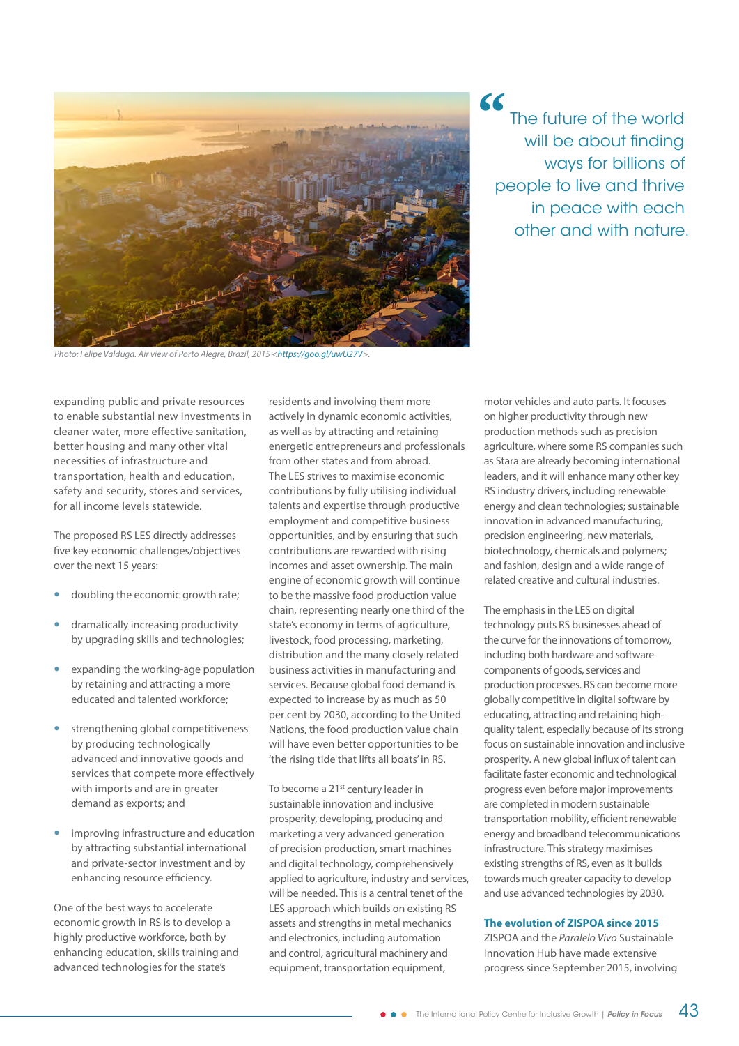> "The future of the world will be about finding ways for billions of people to live and thrive in peace with each other and with nature.

*Photo: Felipe Valduga. Air view of Porto Alegre, Brazil, 2015 <https://goo.gl/uwU27V>.*

expanding public and private resources to enable substantial new investments in cleaner water, more effective sanitation, better housing and many other vital necessities of infrastructure and transportation, health and education, safety and security, stores and services, for all income levels statewide.

The proposed RS LES directly addresses five key economic challenges/objectives over the next 15 years:

- doubling the economic growth rate;
- dramatically increasing productivity by upgrading skills and technologies;
- expanding the working-age population by retaining and attracting a more educated and talented workforce;
- strengthening global competitiveness by producing technologically advanced and innovative goods and services that compete more effectively with imports and are in greater demand as exports; and
- improving infrastructure and education by attracting substantial international and private-sector investment and by enhancing resource efficiency.

One of the best ways to accelerate economic growth in RS is to develop a highly productive workforce, both by enhancing education, skills training and advanced technologies for the state's residents and involving them more actively in dynamic economic activities, as well as by attracting and retaining energetic entrepreneurs and professionals from other states and from abroad. The LES strives to maximise economic contributions by fully utilising individual talents and expertise through productive employment and competitive business opportunities, and by ensuring that such contributions are rewarded with rising incomes and asset ownership. The main engine of economic growth will continue to be the massive food production value chain, representing nearly one third of the state's economy in terms of agriculture, livestock, food processing, marketing, distribution and the many closely related business activities in manufacturing and services. Because global food demand is expected to increase by as much as 50 per cent by 2030, according to the United Nations, the food production value chain will have even better opportunities to be 'the rising tide that lifts all boats' in RS.

To become a 21st century leader in sustainable innovation and inclusive prosperity, developing, producing and marketing a very advanced generation of precision production, smart machines and digital technology, comprehensively applied to agriculture, industry and services, will be needed. This is a central tenet of the LES approach which builds on existing RS assets and strengths in metal mechanics and electronics, including automation and control, agricultural machinery and equipment, transportation equipment, motor vehicles and auto parts. It focuses on higher productivity through new production methods such as precision agriculture, where some RS companies such as Stara are already becoming international leaders, and it will enhance many other key RS industry drivers, including renewable energy and clean technologies; sustainable innovation in advanced manufacturing, precision engineering, new materials, biotechnology, chemicals and polymers; and fashion, design and a wide range of related creative and cultural industries.

The emphasis in the LES on digital technology puts RS businesses ahead of the curve for the innovations of tomorrow, including both hardware and software components of goods, services and production processes. RS can become more globally competitive in digital software by educating, attracting and retaining high-quality talent, especially because of its strong focus on sustainable innovation and inclusive prosperity. A new global influx of talent can facilitate faster economic and technological progress even before major improvements are completed in modern sustainable transportation mobility, efficient renewable energy and broadband telecommunications infrastructure. This strategy maximises existing strengths of RS, even as it builds towards much greater capacity to develop and use advanced technologies by 2030.

### The evolution of ZISPOA since 2015

ZISPOA and the *Paralelo Vivo* Sustainable Innovation Hub have made extensive progress since September 2015, involving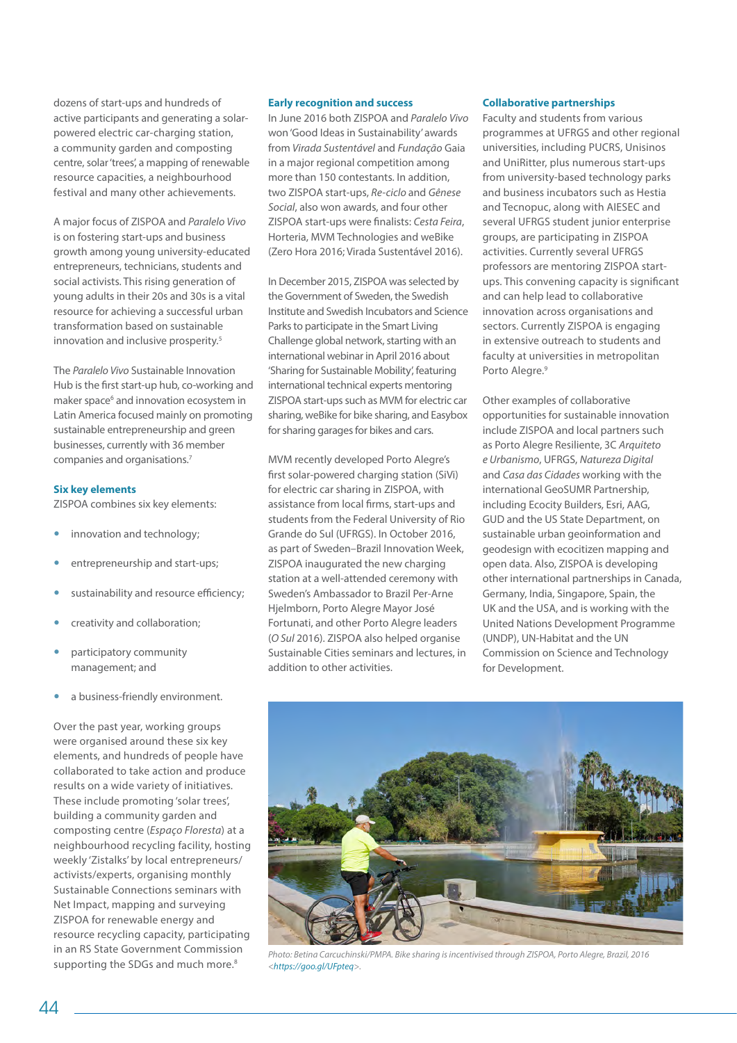dozens of start-ups and hundreds of active participants and generating a solar-powered electric car-charging station, a community garden and composting centre, solar 'trees', a mapping of renewable resource capacities, a neighbourhood festival and many other achievements.

A major focus of ZISPOA and *Paralelo Vivo* is on fostering start-ups and business growth among young university-educated entrepreneurs, technicians, students and social activists. This rising generation of young adults in their 20s and 30s is a vital resource for achieving a successful urban transformation based on sustainable innovation and inclusive prosperity.[5]

The *Paralelo Vivo* Sustainable Innovation Hub is the first start-up hub, co-working and maker space[6] and innovation ecosystem in Latin America focused mainly on promoting sustainable entrepreneurship and green businesses, currently with 36 member companies and organisations.[7]

### Six key elements

ZISPOA combines six key elements:

- innovation and technology;
- entrepreneurship and start-ups;
- sustainability and resource efficiency;
- creativity and collaboration;
- participatory community management; and
- a business-friendly environment.

Over the past year, working groups were organised around these six key elements, and hundreds of people have collaborated to take action and produce results on a wide variety of initiatives. These include promoting 'solar trees', building a community garden and composting centre (*Espaço Floresta*) at a neighbourhood recycling facility, hosting weekly 'Zistalks' by local entrepreneurs/activists/experts, organising monthly Sustainable Connections seminars with Net Impact, mapping and surveying ZISPOA for renewable energy and resource recycling capacity, participating in an RS State Government Commission supporting the SDGs and much more.[8]

### Early recognition and success

In June 2016 both ZISPOA and *Paralelo Vivo* won 'Good Ideas in Sustainability' awards from *Virada Sustentável* and *Fundação* Gaia in a major regional competition among more than 150 contestants. In addition, two ZISPOA start-ups, *Re-ciclo* and *Gênese Social*, also won awards, and four other ZISPOA start-ups were finalists: *Cesta Feira*, Horteria, MVM Technologies and weBike (Zero Hora 2016; Virada Sustentável 2016).

In December 2015, ZISPOA was selected by the Government of Sweden, the Swedish Institute and Swedish Incubators and Science Parks to participate in the Smart Living Challenge global network, starting with an international webinar in April 2016 about 'Sharing for Sustainable Mobility', featuring international technical experts mentoring ZISPOA start-ups such as MVM for electric car sharing, weBike for bike sharing, and Easybox for sharing garages for bikes and cars.

MVM recently developed Porto Alegre's first solar-powered charging station (SiVi) for electric car sharing in ZISPOA, with assistance from local firms, start-ups and students from the Federal University of Rio Grande do Sul (UFRGS). In October 2016, as part of Sweden–Brazil Innovation Week, ZISPOA inaugurated the new charging station at a well-attended ceremony with Sweden's Ambassador to Brazil Per-Arne Hjelmborn, Porto Alegre Mayor José Fortunati, and other Porto Alegre leaders (*O Sul* 2016). ZISPOA also helped organise Sustainable Cities seminars and lectures, in addition to other activities.

### Collaborative partnerships

Faculty and students from various programmes at UFRGS and other regional universities, including PUCRS, Unisinos and UniRitter, plus numerous start-ups from university-based technology parks and business incubators such as Hestia and Tecnopuc, along with AIESEC and several UFRGS student junior enterprise groups, are participating in ZISPOA activities. Currently several UFRGS professors are mentoring ZISPOA start-ups. This convening capacity is significant and can help lead to collaborative innovation across organisations and sectors. Currently ZISPOA is engaging in extensive outreach to students and faculty at universities in metropolitan Porto Alegre.[9]

Other examples of collaborative opportunities for sustainable innovation include ZISPOA and local partners such as Porto Alegre Resiliente, 3C *Arquiteto e Urbanismo*, UFRGS, *Natureza Digital* and *Casa das Cidades* working with the international GeoSUMR Partnership, including Ecocity Builders, Esri, AAG, GUD and the US State Department, on sustainable urban geoinformation and geodesign with ecocitizen mapping and open data. Also, ZISPOA is developing other international partnerships in Canada, Germany, India, Singapore, Spain, the UK and the USA, and is working with the United Nations Development Programme (UNDP), UN-Habitat and the UN Commission on Science and Technology for Development.

*Photo: Betina Carcuchinski/PMPA. Bike sharing is incentivised through ZISPOA, Porto Alegre, Brazil, 2016 <https://goo.gl/UFpteq>.*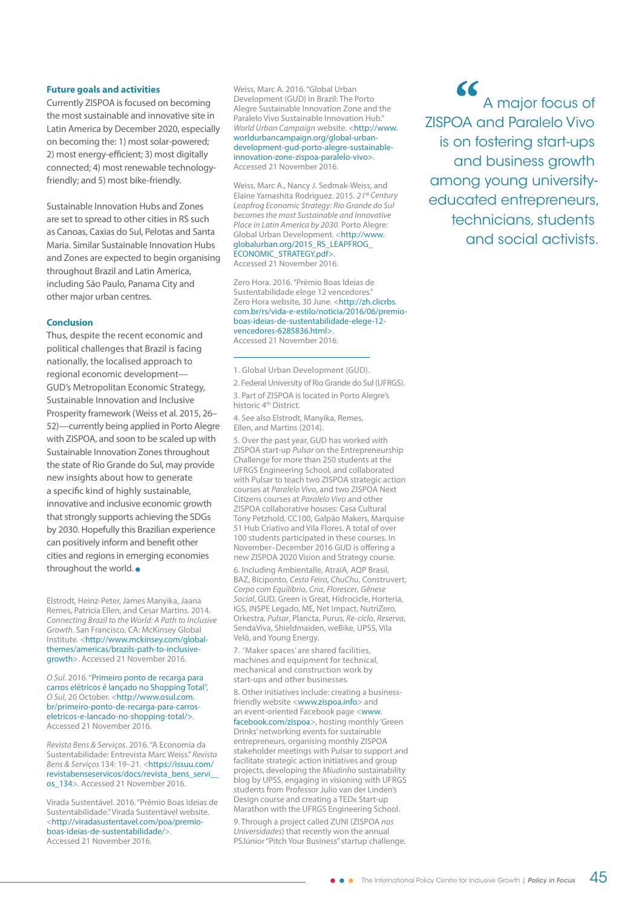### Future goals and activities

Currently ZISPOA is focused on becoming the most sustainable and innovative site in Latin America by December 2020, especially on becoming the: 1) most solar-powered; 2) most energy-efficient; 3) most digitally connected; 4) most renewable technology-friendly; and 5) most bike-friendly.

Sustainable Innovation Hubs and Zones are set to spread to other cities in RS such as Canoas, Caxias do Sul, Pelotas and Santa Maria. Similar Sustainable Innovation Hubs and Zones are expected to begin organising throughout Brazil and Latin America, including São Paulo, Panama City and other major urban centres.

### Conclusion

Thus, despite the recent economic and political challenges that Brazil is facing nationally, the localised approach to regional economic development—GUD's Metropolitan Economic Strategy, Sustainable Innovation and Inclusive Prosperity framework (Weiss et al. 2015, 26–52)—currently being applied in Porto Alegre with ZISPOA, and soon to be scaled up with Sustainable Innovation Zones throughout the state of Rio Grande do Sul, may provide new insights about how to generate a specific kind of highly sustainable, innovative and inclusive economic growth that strongly supports achieving the SDGs by 2030. Hopefully this Brazilian experience can positively inform and benefit other cities and regions in emerging economies throughout the world. ●

Elstrodt, Heinz-Peter, James Manyika, Jaana Remes, Patricia Ellen, and Cesar Martins. 2014. *Connecting Brazil to the World: A Path to Inclusive Growth.* San Francisco, CA: McKinsey Global Institute. <http://www.mckinsey.com/global-themes/americas/brazils-path-to-inclusive-growth>. Accessed 21 November 2016.

*O Sul*. 2016. "Primeiro ponto de recarga para carros elétricos é lançado no Shopping Total", *O Sul*, 20 October. <http://www.osul.com.br/primeiro-ponto-de-recarga-para-carros-eletricos-e-lancado-no-shopping-total/>. Accessed 21 November 2016.

*Revista Bens & Serviços*. 2016. "A Economia da Sustentabilidade: Entrevista Marc Weiss." *Revista Bens & Serviços* 134: 19–21. <https://issuu.com/revistabenseservicos/docs/revista_bens_servi__os_134>. Accessed 21 November 2016.

Virada Sustentável. 2016. "Prêmio Boas Ideias de Sustentabilidade." Virada Sustentável website. <http://viradasustentavel.com/poa/premio-boas-ideias-de-sustentabilidade/>. Accessed 21 November 2016.

Weiss, Marc A. 2016. "Global Urban Development (GUD) in Brazil: The Porto Alegre Sustainable Innovation Zone and the Paralelo Vivo Sustainable Innovation Hub." *World Urban Campaign* website. <http://www.worldurbancampaign.org/global-urban-development-gud-porto-alegre-sustainable-innovation-zone-zispoa-paralelo-vivo>. Accessed 21 November 2016.

Weiss, Marc A., Nancy J. Sedmak-Weiss, and Elaine Yamashita Rodriguez. 2015. *21st Century Leapfrog Economic Strategy: Rio Grande do Sul becomes the most Sustainable and Innovative Place in Latin America by 2030.* Porto Alegre: Global Urban Development. <http://www.globalurban.org/2015_RS_LEAPFROG_ECONOMIC_STRATEGY.pdf>. Accessed 21 November 2016.

Zero Hora. 2016. "Prêmio Boas Ideias de Sustentabilidade elege 12 vencedores." Zero Hora website, 30 June. <http://zh.clicrbs.com.br/rs/vida-e-estilo/noticia/2016/06/premio-boas-ideias-de-sustentabilidade-elege-12-vencedores-6285836.html>. Accessed 21 November 2016.

1. Global Urban Development (GUD).

2. Federal University of Rio Grande do Sul (UFRGS).

3. Part of ZISPOA is located in Porto Alegre's historic 4th District.

4. See also Elstrodt, Manyika, Remes, Ellen, and Martins (2014).

5. Over the past year, GUD has worked with ZISPOA start-up *Pulsar* on the Entrepreneurship Challenge for more than 250 students at the UFRGS Engineering School, and collaborated with Pulsar to teach two ZISPOA strategic action courses at *Paralelo Vivo*, and two ZISPOA Next Citizens courses at *Paralelo Vivo* and other ZISPOA collaborative houses: Casa Cultural Tony Petzhold, CC100, Galpão Makers, Marquise 51 Hub Criativo and Vila Flores. A total of over 100 students participated in these courses. In November–December 2016 GUD is offering a new ZISPOA 2020 Vision and Strategy course.

6. Including Ambientalle, AtraiA, AQP Brasil, BAZ, Biciponto, *Cesta Feira*, *ChuChu*, Construvert, *Corpo com Equilíbrio*, *Cria*, *Florescer*, *Gênese Social*, GUD, Green is Great, Hidrocicle, Horteria, IGS, INSPE Legado, ME, Net Impact, NutriZero, Orkestra, *Pulsar*, Plancta, Purus, *Re-ciclo*, *Reserva*, SendaViva, Shieldmaiden, weBike, UPSS, Vila Velô, and Young Energy.

7. 'Maker spaces' are shared facilities, machines and equipment for technical, mechanical and construction work by start-ups and other businesses.

8. Other initiatives include: creating a business-friendly website <www.zispoa.info> and an event-oriented Facebook page <www.facebook.com/zispoa>, hosting monthly 'Green Drinks' networking events for sustainable entrepreneurs, organising monthly ZISPOA stakeholder meetings with Pulsar to support and facilitate strategic action initiatives and group projects, developing the *Miudinho* sustainability blog by UPSS, engaging in visioning with UFRGS students from Professor Julio van der Linden's Design course and creating a TEDx Start-up Marathon with the UFRGS Engineering School.

9. Through a project called ZUNI (ZISPOA *nas Universidades*) that recently won the annual PSJúnior "Pitch Your Business" startup challenge.

> "A major focus of ZISPOA and Paralelo Vivo is on fostering start-ups and business growth among young university-educated entrepreneurs, technicians, students and social activists.